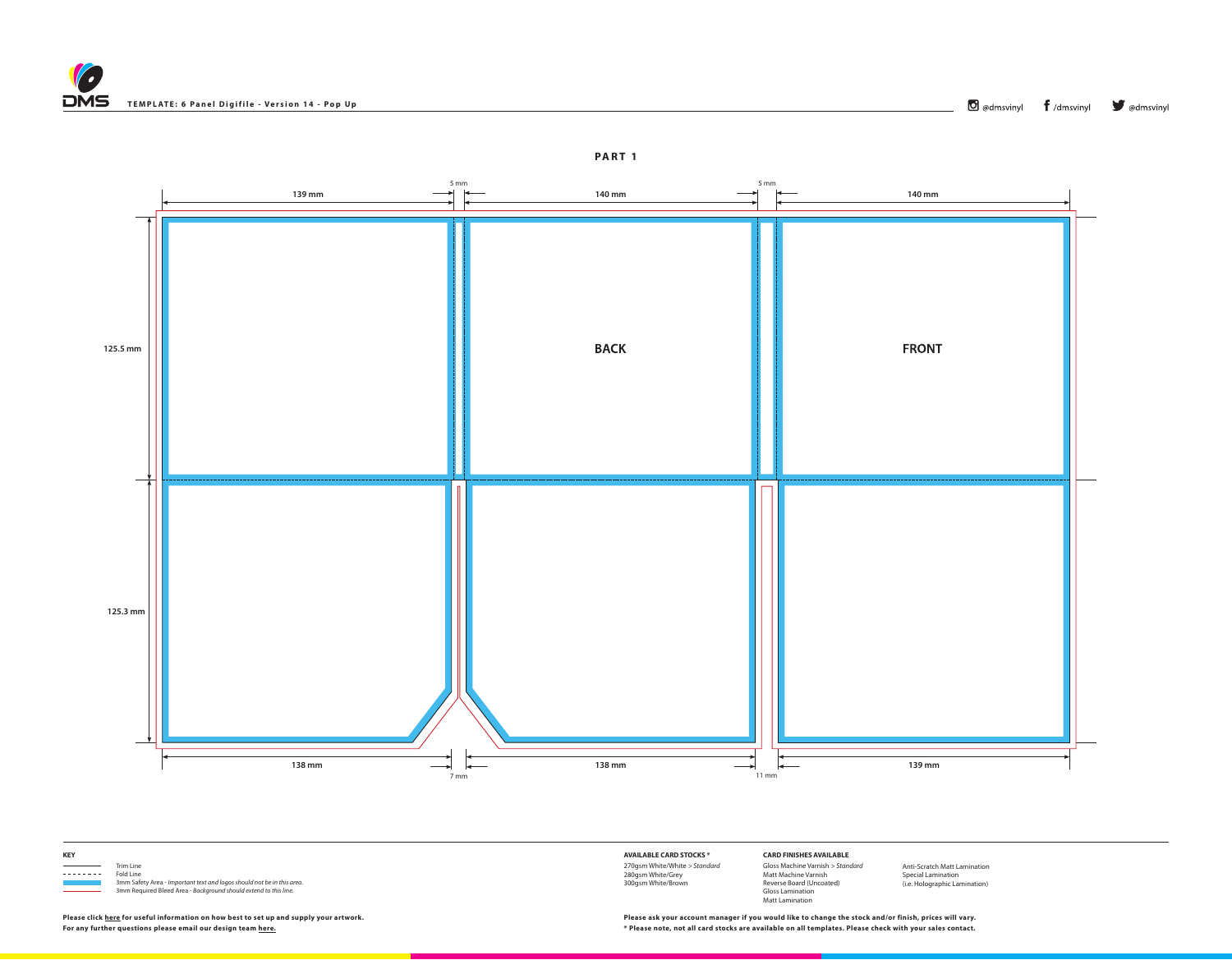TEMPLATE: 6 Panel Digifile - Version 14 - Pop Up

@dmsvinyl /dmsvinyl @dmsvinyl

**PART 1**

139 mm | 5 mm | 140 mm | 5 mm | 140 mm

125.5 mm

**BACK**

**FRONT**

125.3 mm

138 mm | 7 mm | 138 mm | 11 mm | 139 mm

**KEY**

- Trim Line
- Fold Line
- 3mm Safety Area - *Important text and logos should not be in this area.*
- 3mm Required Bleed Area - *Background should extend to this line.*

**AVAILABLE CARD STOCKS ***

270gsm White/White > *Standard*
280gsm White/Grey
300gsm White/Brown

**CARD FINISHES AVAILABLE**

Gloss Machine Varnish > *Standard*
Matt Machine Varnish
Reverse Board (Uncoated)
Gloss Lamination
Matt Lamination
Anti-Scratch Matt Lamination
Special Lamination
(i.e. Holographic Lamination)

**Please click here for useful information on how best to set up and supply your artwork.**
**For any further questions please email our design team here.**

**Please ask your account manager if you would like to change the stock and/or finish, prices will vary.**
**\* Please note, not all card stocks are available on all templates. Please check with your sales contact.**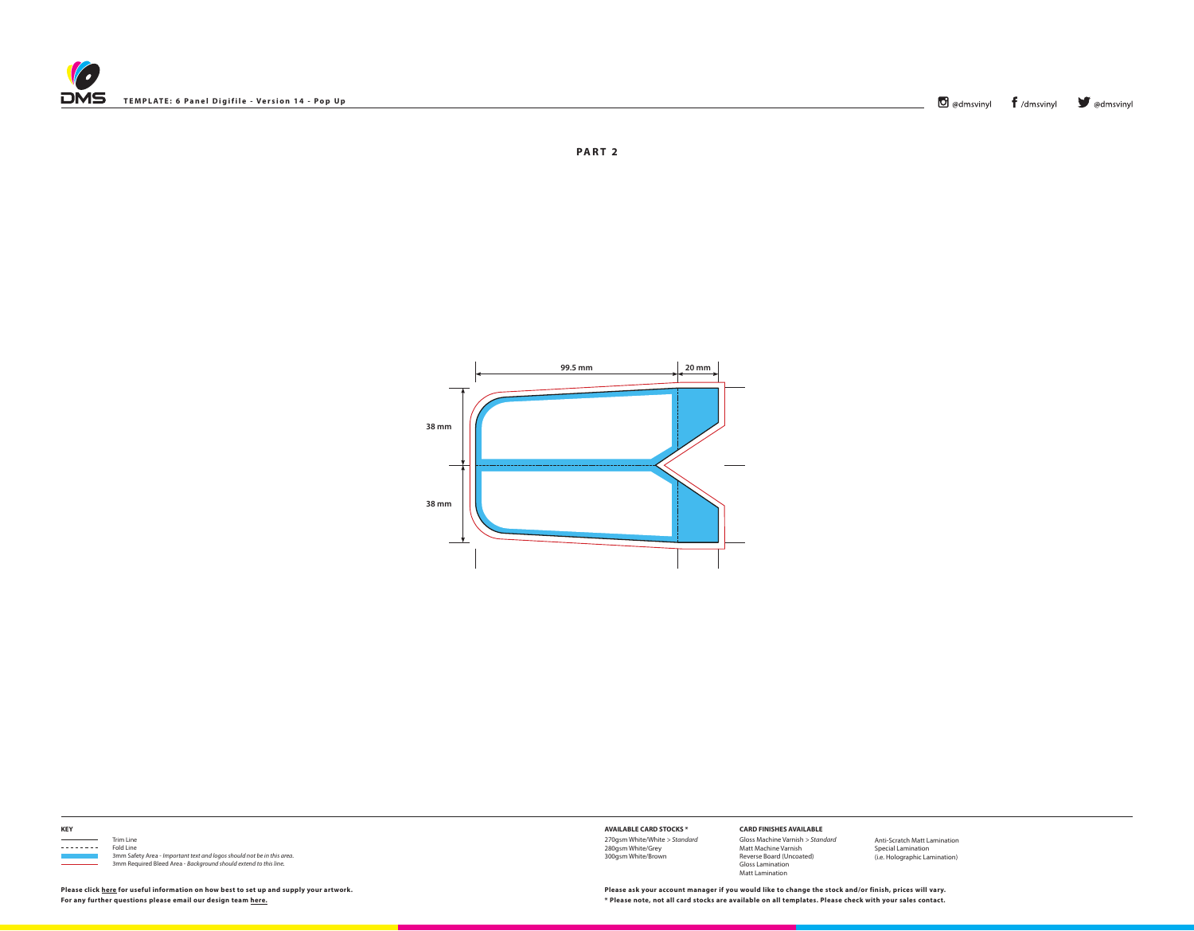TEMPLATE: 6 Panel Digifile - Version 14 - Pop Up

@dmsvinyl /dmsvinyl @dmsvinyl

**PART 2**

99.5 mm

20 mm

38 mm

38 mm

**KEY**

Trim Line
Fold Line
3mm Safety Area - *Important text and logos should not be in this area.*
3mm Required Bleed Area - *Background should extend to this line.*

**AVAILABLE CARD STOCKS \***

270gsm White/White > *Standard*
280gsm White/Grey
300gsm White/Brown

**CARD FINISHES AVAILABLE**

Gloss Machine Varnish > *Standard*
Matt Machine Varnish
Reverse Board (Uncoated)
Gloss Lamination
Matt Lamination

Anti-Scratch Matt Lamination
Special Lamination
(i.e. Holographic Lamination)

**Please click here for useful information on how best to set up and supply your artwork.**
**For any further questions please email our design team here.**

**Please ask your account manager if you would like to change the stock and/or finish, prices will vary.**
**\* Please note, not all card stocks are available on all templates. Please check with your sales contact.**